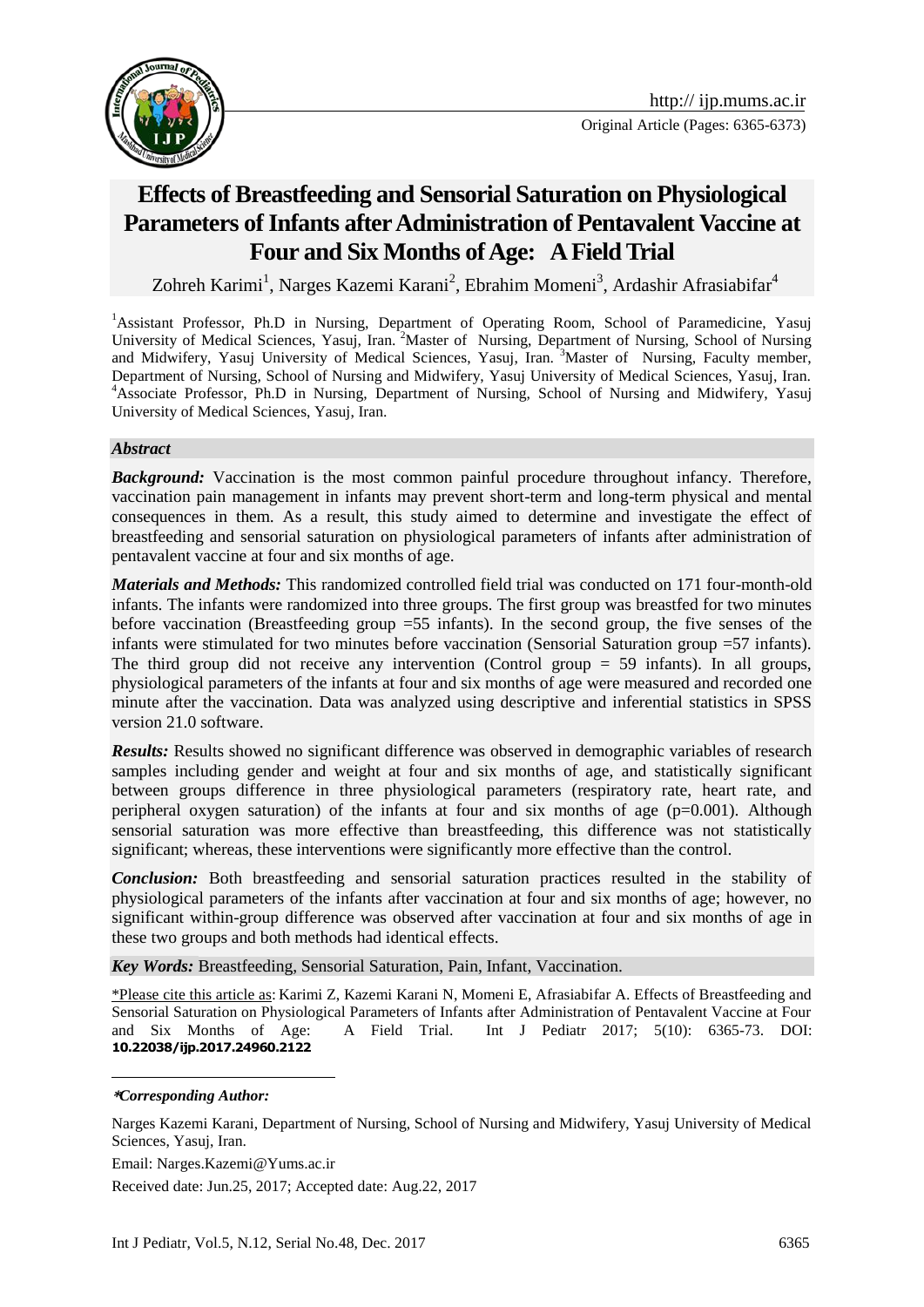Original Article (Pages: 6365-6373)

# Effects of Breastfeeding and Sensorial Saturation on Physiological Parameters of Infants after Administration of Pentavalent Vaccine at Four and Six Months of Age: A Field Trial

Zohreh Karimi[1], Narges Kazemi Karani[2], Ebrahim Momeni[3], Ardashir Afrasiabifar[4]

[1]Assistant Professor, Ph.D in Nursing, Department of Operating Room, School of Paramedicine, Yasuj University of Medical Sciences, Yasuj, Iran. [2]Master of Nursing, Department of Nursing, School of Nursing and Midwifery, Yasuj University of Medical Sciences, Yasuj, Iran. [3]Master of Nursing, Faculty member, Department of Nursing, School of Nursing and Midwifery, Yasuj University of Medical Sciences, Yasuj, Iran. [4]Associate Professor, Ph.D in Nursing, Department of Nursing, School of Nursing and Midwifery, Yasuj University of Medical Sciences, Yasuj, Iran.

### *Abstract*

***Background:*** Vaccination is the most common painful procedure throughout infancy. Therefore, vaccination pain management in infants may prevent short-term and long-term physical and mental consequences in them. As a result, this study aimed to determine and investigate the effect of breastfeeding and sensorial saturation on physiological parameters of infants after administration of pentavalent vaccine at four and six months of age.

***Materials and Methods:*** This randomized controlled field trial was conducted on 171 four-month-old infants. The infants were randomized into three groups. The first group was breastfed for two minutes before vaccination (Breastfeeding group =55 infants). In the second group, the five senses of the infants were stimulated for two minutes before vaccination (Sensorial Saturation group =57 infants). The third group did not receive any intervention (Control group = 59 infants). In all groups, physiological parameters of the infants at four and six months of age were measured and recorded one minute after the vaccination. Data was analyzed using descriptive and inferential statistics in SPSS version 21.0 software.

***Results:*** Results showed no significant difference was observed in demographic variables of research samples including gender and weight at four and six months of age, and statistically significant between groups difference in three physiological parameters (respiratory rate, heart rate, and peripheral oxygen saturation) of the infants at four and six months of age (p=0.001). Although sensorial saturation was more effective than breastfeeding, this difference was not statistically significant; whereas, these interventions were significantly more effective than the control.

***Conclusion:*** Both breastfeeding and sensorial saturation practices resulted in the stability of physiological parameters of the infants after vaccination at four and six months of age; however, no significant within-group difference was observed after vaccination at four and six months of age in these two groups and both methods had identical effects.

***Key Words:*** Breastfeeding, Sensorial Saturation, Pain, Infant, Vaccination.

\*Please cite this article as: Karimi Z, Kazemi Karani N, Momeni E, Afrasiabifar A. Effects of Breastfeeding and Sensorial Saturation on Physiological Parameters of Infants after Administration of Pentavalent Vaccine at Four and Six Months of Age: A Field Trial. Int J Pediatr 2017; 5(10): 6365-73. DOI: **10.22038/ijp.2017.24960.2122**

---

***\*Corresponding Author:***

Narges Kazemi Karani, Department of Nursing, School of Nursing and Midwifery, Yasuj University of Medical Sciences, Yasuj, Iran.

Email: Narges.Kazemi@Yums.ac.ir

Received date: Jun.25, 2017; Accepted date: Aug.22, 2017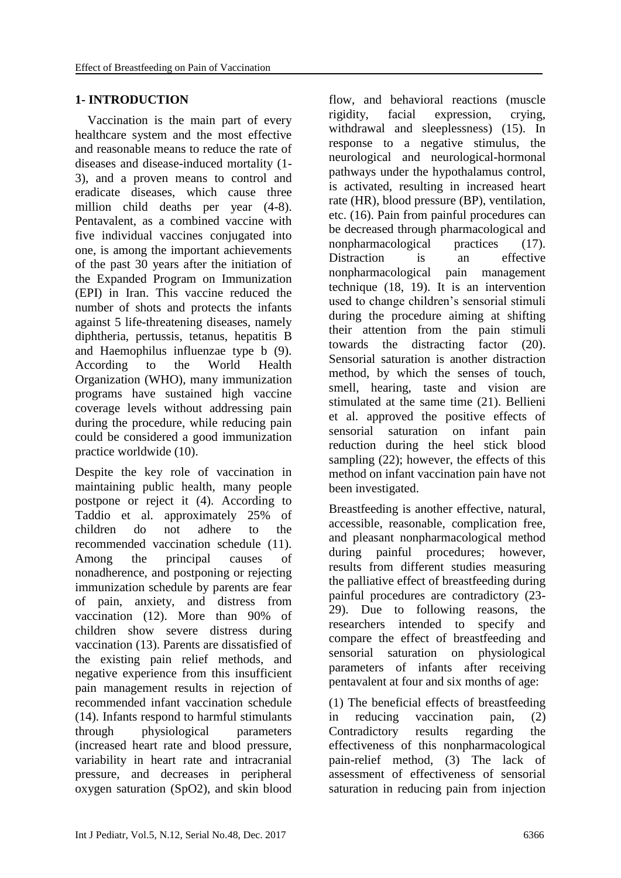## 1- INTRODUCTION

Vaccination is the main part of every healthcare system and the most effective and reasonable means to reduce the rate of diseases and disease-induced mortality (1-3), and a proven means to control and eradicate diseases, which cause three million child deaths per year (4-8). Pentavalent, as a combined vaccine with five individual vaccines conjugated into one, is among the important achievements of the past 30 years after the initiation of the Expanded Program on Immunization (EPI) in Iran. This vaccine reduced the number of shots and protects the infants against 5 life-threatening diseases, namely diphtheria, pertussis, tetanus, hepatitis B and Haemophilus influenzae type b (9). According to the World Health Organization (WHO), many immunization programs have sustained high vaccine coverage levels without addressing pain during the procedure, while reducing pain could be considered a good immunization practice worldwide (10).

Despite the key role of vaccination in maintaining public health, many people postpone or reject it (4). According to Taddio et al. approximately 25% of children do not adhere to the recommended vaccination schedule (11). Among the principal causes of nonadherence, and postponing or rejecting immunization schedule by parents are fear of pain, anxiety, and distress from vaccination (12). More than 90% of children show severe distress during vaccination (13). Parents are dissatisfied of the existing pain relief methods, and negative experience from this insufficient pain management results in rejection of recommended infant vaccination schedule (14). Infants respond to harmful stimulants through physiological parameters (increased heart rate and blood pressure, variability in heart rate and intracranial pressure, and decreases in peripheral oxygen saturation ($SpO_2$), and skin blood flow, and behavioral reactions (muscle rigidity, facial expression, crying, withdrawal and sleeplessness) (15). In response to a negative stimulus, the neurological and neurological-hormonal pathways under the hypothalamus control, is activated, resulting in increased heart rate (HR), blood pressure (BP), ventilation, etc. (16). Pain from painful procedures can be decreased through pharmacological and nonpharmacological practices (17). Distraction is an effective nonpharmacological pain management technique (18, 19). It is an intervention used to change children's sensorial stimuli during the procedure aiming at shifting their attention from the pain stimuli towards the distracting factor (20). Sensorial saturation is another distraction method, by which the senses of touch, smell, hearing, taste and vision are stimulated at the same time (21). Bellieni et al. approved the positive effects of sensorial saturation on infant pain reduction during the heel stick blood sampling (22); however, the effects of this method on infant vaccination pain have not been investigated.

Breastfeeding is another effective, natural, accessible, reasonable, complication free, and pleasant nonpharmacological method during painful procedures; however, results from different studies measuring the palliative effect of breastfeeding during painful procedures are contradictory (23-29). Due to following reasons, the researchers intended to specify and compare the effect of breastfeeding and sensorial saturation on physiological parameters of infants after receiving pentavalent at four and six months of age:

(1) The beneficial effects of breastfeeding in reducing vaccination pain, (2) Contradictory results regarding the effectiveness of this nonpharmacological pain-relief method, (3) The lack of assessment of effectiveness of sensorial saturation in reducing pain from injection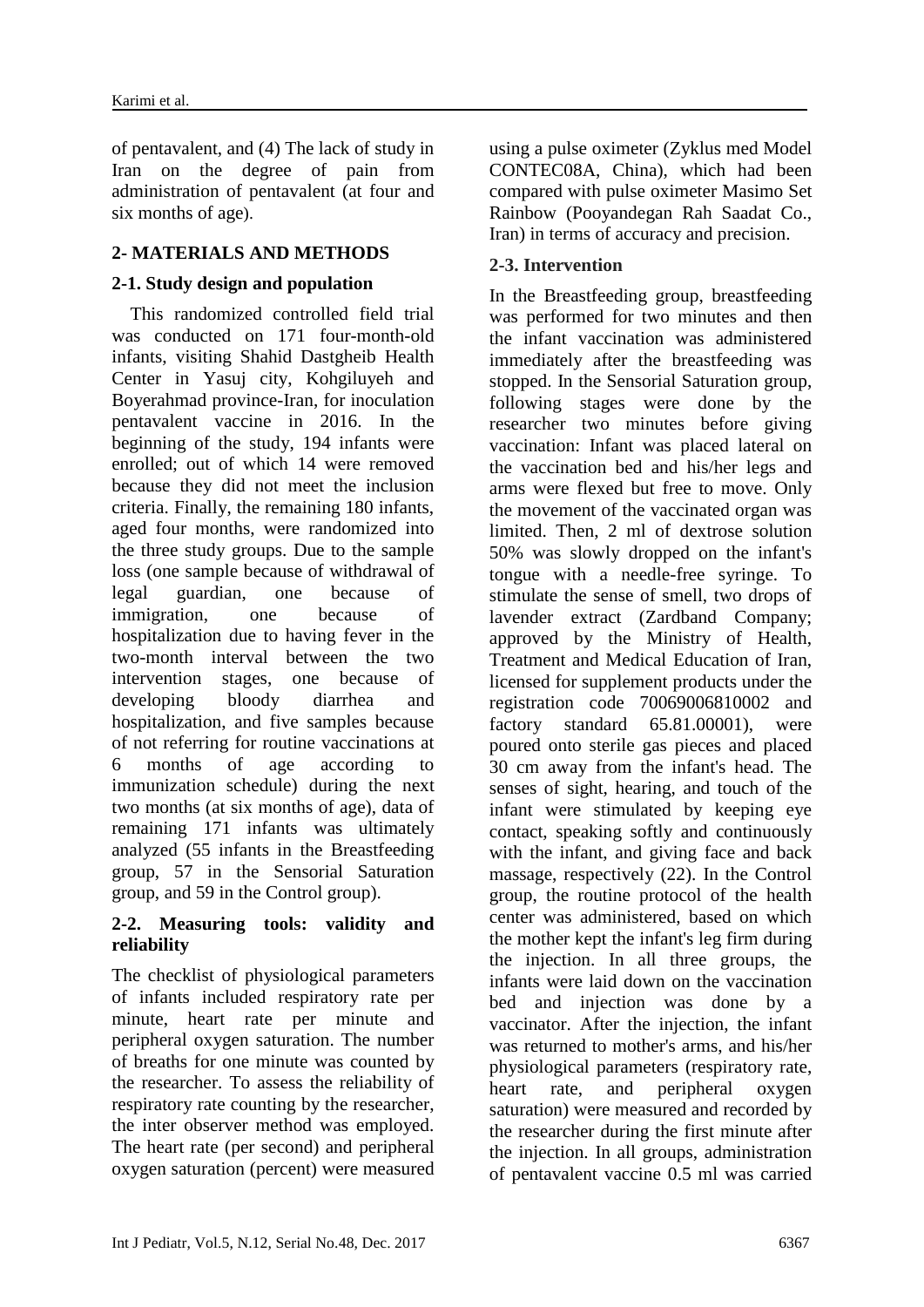of pentavalent, and (4) The lack of study in Iran on the degree of pain from administration of pentavalent (at four and six months of age).

## 2- MATERIALS AND METHODS

### 2-1. Study design and population

This randomized controlled field trial was conducted on 171 four-month-old infants, visiting Shahid Dastgheib Health Center in Yasuj city, Kohgiluyeh and Boyerahmad province-Iran, for inoculation pentavalent vaccine in 2016. In the beginning of the study, 194 infants were enrolled; out of which 14 were removed because they did not meet the inclusion criteria. Finally, the remaining 180 infants, aged four months, were randomized into the three study groups. Due to the sample loss (one sample because of withdrawal of legal guardian, one because of immigration, one because of hospitalization due to having fever in the two-month interval between the two intervention stages, one because of developing bloody diarrhea and hospitalization, and five samples because of not referring for routine vaccinations at 6 months of age according to immunization schedule) during the next two months (at six months of age), data of remaining 171 infants was ultimately analyzed (55 infants in the Breastfeeding group, 57 in the Sensorial Saturation group, and 59 in the Control group).

### 2-2. Measuring tools: validity and reliability

The checklist of physiological parameters of infants included respiratory rate per minute, heart rate per minute and peripheral oxygen saturation. The number of breaths for one minute was counted by the researcher. To assess the reliability of respiratory rate counting by the researcher, the inter observer method was employed. The heart rate (per second) and peripheral oxygen saturation (percent) were measured using a pulse oximeter (Zyklus med Model CONTEC08A, China), which had been compared with pulse oximeter Masimo Set Rainbow (Pooyandegan Rah Saadat Co., Iran) in terms of accuracy and precision.

### 2-3. Intervention

In the Breastfeeding group, breastfeeding was performed for two minutes and then the infant vaccination was administered immediately after the breastfeeding was stopped. In the Sensorial Saturation group, following stages were done by the researcher two minutes before giving vaccination: Infant was placed lateral on the vaccination bed and his/her legs and arms were flexed but free to move. Only the movement of the vaccinated organ was limited. Then, 2 ml of dextrose solution 50% was slowly dropped on the infant's tongue with a needle-free syringe. To stimulate the sense of smell, two drops of lavender extract (Zardband Company; approved by the Ministry of Health, Treatment and Medical Education of Iran, licensed for supplement products under the registration code 70069006810002 and factory standard 65.81.00001), were poured onto sterile gas pieces and placed 30 cm away from the infant's head. The senses of sight, hearing, and touch of the infant were stimulated by keeping eye contact, speaking softly and continuously with the infant, and giving face and back massage, respectively (22). In the Control group, the routine protocol of the health center was administered, based on which the mother kept the infant's leg firm during the injection. In all three groups, the infants were laid down on the vaccination bed and injection was done by a vaccinator. After the injection, the infant was returned to mother's arms, and his/her physiological parameters (respiratory rate, heart rate, and peripheral oxygen saturation) were measured and recorded by the researcher during the first minute after the injection. In all groups, administration of pentavalent vaccine 0.5 ml was carried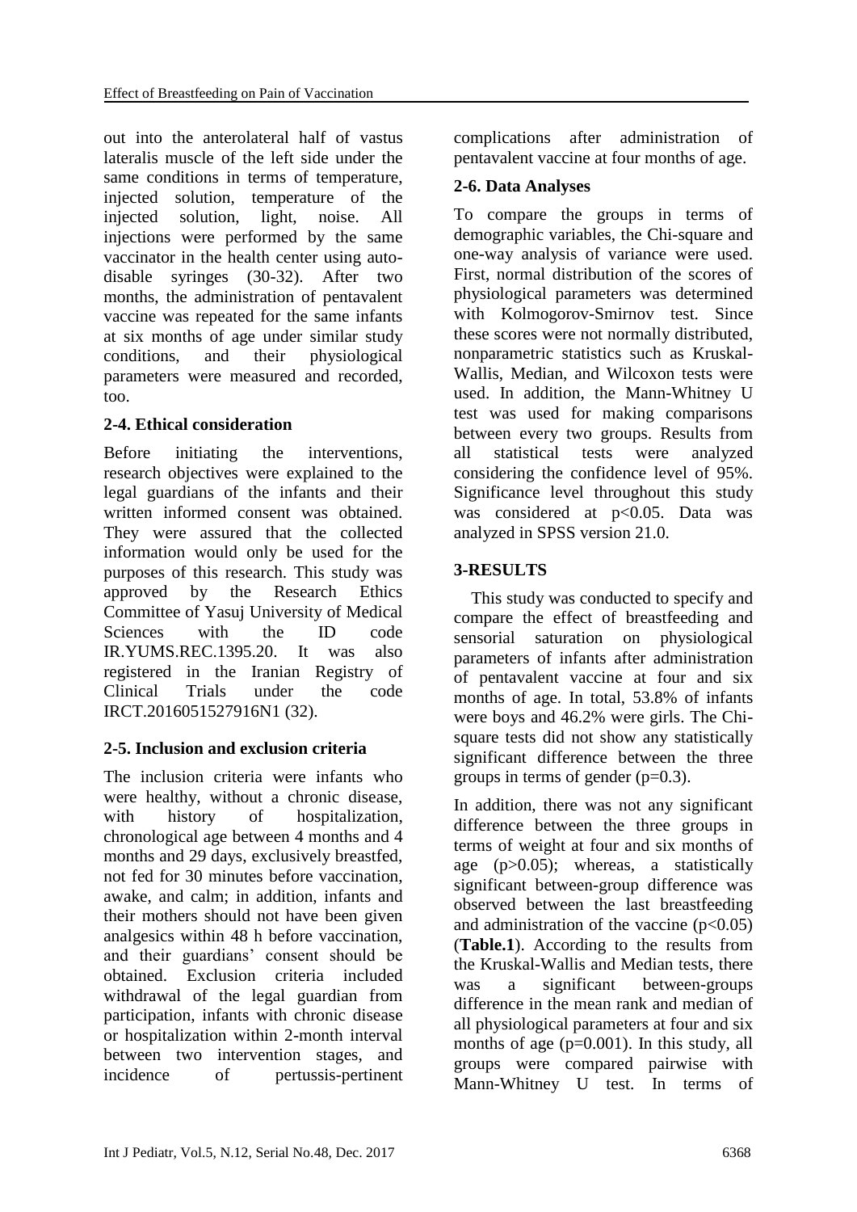out into the anterolateral half of vastus lateralis muscle of the left side under the same conditions in terms of temperature, injected solution, temperature of the injected solution, light, noise. All injections were performed by the same vaccinator in the health center using auto-disable syringes (30-32). After two months, the administration of pentavalent vaccine was repeated for the same infants at six months of age under similar study conditions, and their physiological parameters were measured and recorded, too.

### 2-4. Ethical consideration

Before initiating the interventions, research objectives were explained to the legal guardians of the infants and their written informed consent was obtained. They were assured that the collected information would only be used for the purposes of this research. This study was approved by the Research Ethics Committee of Yasuj University of Medical Sciences with the ID code IR.YUMS.REC.1395.20. It was also registered in the Iranian Registry of Clinical Trials under the code IRCT.2016051527916N1 (32).

### 2-5. Inclusion and exclusion criteria

The inclusion criteria were infants who were healthy, without a chronic disease, with history of hospitalization, chronological age between 4 months and 4 months and 29 days, exclusively breastfed, not fed for 30 minutes before vaccination, awake, and calm; in addition, infants and their mothers should not have been given analgesics within 48 h before vaccination, and their guardians' consent should be obtained. Exclusion criteria included withdrawal of the legal guardian from participation, infants with chronic disease or hospitalization within 2-month interval between two intervention stages, and incidence of pertussis-pertinent complications after administration of pentavalent vaccine at four months of age.

### 2-6. Data Analyses

To compare the groups in terms of demographic variables, the Chi-square and one-way analysis of variance were used. First, normal distribution of the scores of physiological parameters was determined with Kolmogorov-Smirnov test. Since these scores were not normally distributed, nonparametric statistics such as Kruskal-Wallis, Median, and Wilcoxon tests were used. In addition, the Mann-Whitney U test was used for making comparisons between every two groups. Results from all statistical tests were analyzed considering the confidence level of 95%. Significance level throughout this study was considered at $p<0.05$. Data was analyzed in SPSS version 21.0.

## 3-RESULTS

This study was conducted to specify and compare the effect of breastfeeding and sensorial saturation on physiological parameters of infants after administration of pentavalent vaccine at four and six months of age. In total, 53.8% of infants were boys and 46.2% were girls. The Chi-square tests did not show any statistically significant difference between the three groups in terms of gender ($p=0.3$).

In addition, there was not any significant difference between the three groups in terms of weight at four and six months of age ($p>0.05$); whereas, a statistically significant between-group difference was observed between the last breastfeeding and administration of the vaccine ($p<0.05$) (**Table.1**). According to the results from the Kruskal-Wallis and Median tests, there was a significant between-groups difference in the mean rank and median of all physiological parameters at four and six months of age ($p=0.001$). In this study, all groups were compared pairwise with Mann-Whitney U test. In terms of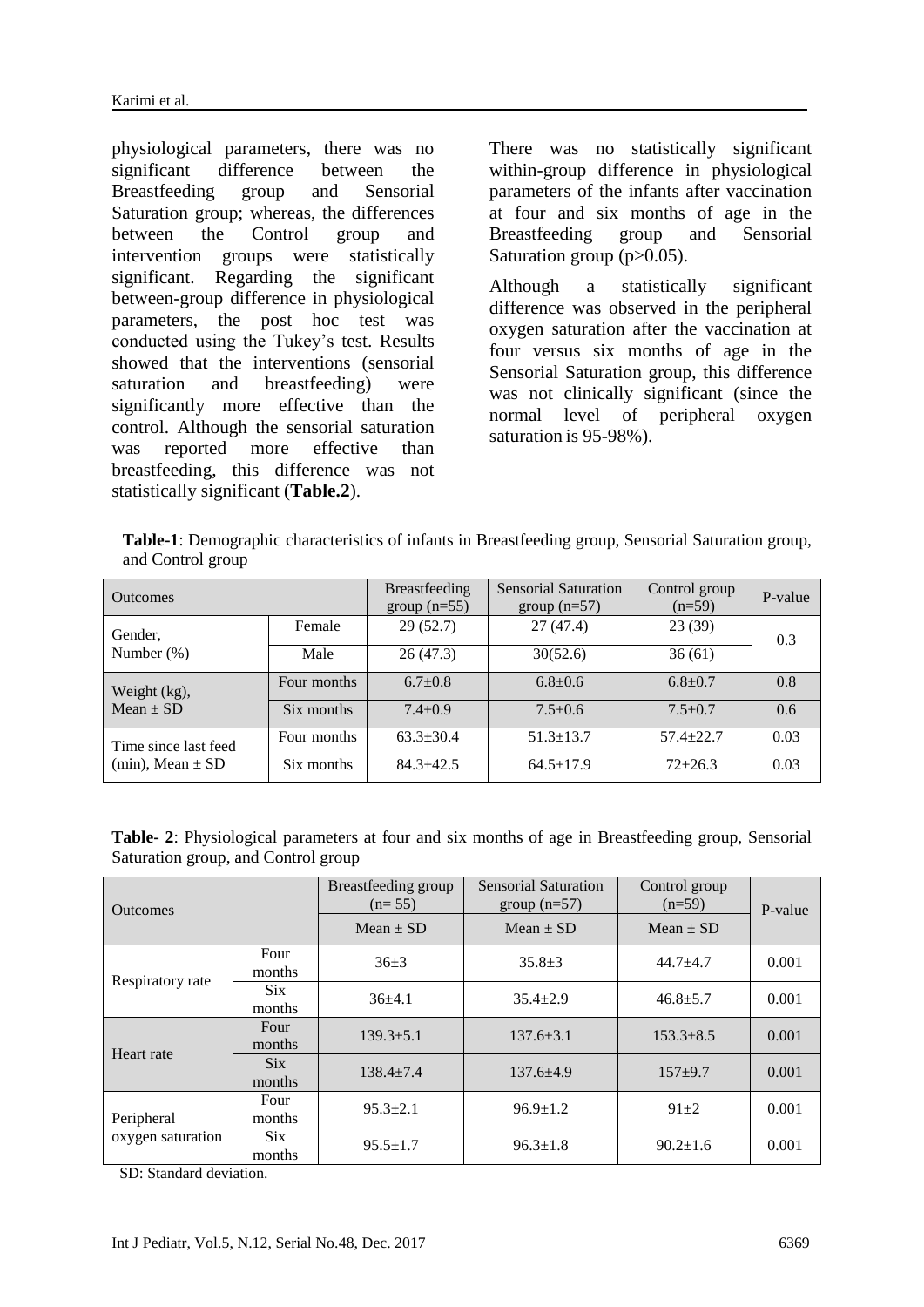physiological parameters, there was no significant difference between the Breastfeeding group and Sensorial Saturation group; whereas, the differences between the Control group and intervention groups were statistically significant. Regarding the significant between-group difference in physiological parameters, the post hoc test was conducted using the Tukey's test. Results showed that the interventions (sensorial saturation and breastfeeding) were significantly more effective than the control. Although the sensorial saturation was reported more effective than breastfeeding, this difference was not statistically significant (**Table.2**).

There was no statistically significant within-group difference in physiological parameters of the infants after vaccination at four and six months of age in the Breastfeeding group and Sensorial Saturation group ($p>0.05$).

Although a statistically significant difference was observed in the peripheral oxygen saturation after the vaccination at four versus six months of age in the Sensorial Saturation group, this difference was not clinically significant (since the normal level of peripheral oxygen saturation is 95-98%).

**Table-1**: Demographic characteristics of infants in Breastfeeding group, Sensorial Saturation group, and Control group

| Outcomes | | Breastfeeding group (n=55) | Sensorial Saturation group (n=57) | Control group (n=59) | P-value |
|---|---|---|---|---|---|
| Gender, Number (%) | Female | 29 (52.7) | 27 (47.4) | 23 (39) | 0.3 |
| | Male | 26 (47.3) | 30(52.6) | 36 (61) | |
| Weight (kg), Mean ± SD | Four months | 6.7±0.8 | 6.8±0.6 | 6.8±0.7 | 0.8 |
| | Six months | 7.4±0.9 | 7.5±0.6 | 7.5±0.7 | 0.6 |
| Time since last feed (min), Mean ± SD | Four months | 63.3±30.4 | 51.3±13.7 | 57.4±22.7 | 0.03 |
| | Six months | 84.3±42.5 | 64.5±17.9 | 72±26.3 | 0.03 |

**Table- 2**: Physiological parameters at four and six months of age in Breastfeeding group, Sensorial Saturation group, and Control group

| Outcomes | | Breastfeeding group (n= 55) | Sensorial Saturation group (n=57) | Control group (n=59) | P-value |
|---|---|---|---|---|---|
| | | Mean ± SD | Mean ± SD | Mean ± SD | |
| Respiratory rate | Four months | 36±3 | 35.8±3 | 44.7±4.7 | 0.001 |
| | Six months | 36±4.1 | 35.4±2.9 | 46.8±5.7 | 0.001 |
| Heart rate | Four months | 139.3±5.1 | 137.6±3.1 | 153.3±8.5 | 0.001 |
| | Six months | 138.4±7.4 | 137.6±4.9 | 157±9.7 | 0.001 |
| Peripheral oxygen saturation | Four months | 95.3±2.1 | 96.9±1.2 | 91±2 | 0.001 |
| | Six months | 95.5±1.7 | 96.3±1.8 | 90.2±1.6 | 0.001 |

SD: Standard deviation.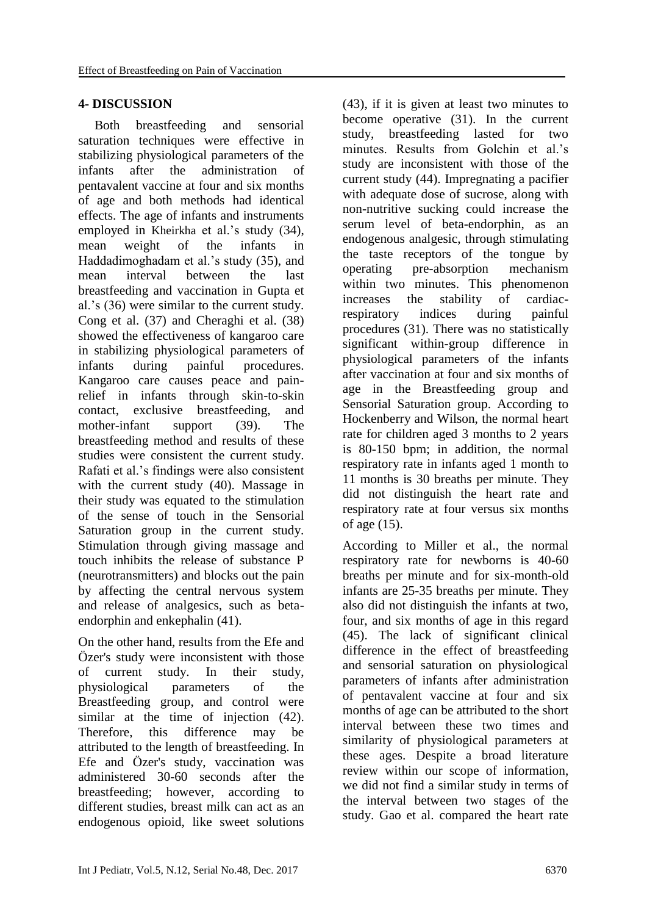## 4- DISCUSSION

Both breastfeeding and sensorial saturation techniques were effective in stabilizing physiological parameters of the infants after the administration of pentavalent vaccine at four and six months of age and both methods had identical effects. The age of infants and instruments employed in Kheirkha et al.'s study (34), mean weight of the infants in Haddadimoghadam et al.'s study (35), and mean interval between the last breastfeeding and vaccination in Gupta et al.'s (36) were similar to the current study. Cong et al. (37) and Cheraghi et al. (38) showed the effectiveness of kangaroo care in stabilizing physiological parameters of infants during painful procedures. Kangaroo care causes peace and pain-relief in infants through skin-to-skin contact, exclusive breastfeeding, and mother-infant support (39). The breastfeeding method and results of these studies were consistent the current study. Rafati et al.'s findings were also consistent with the current study (40). Massage in their study was equated to the stimulation of the sense of touch in the Sensorial Saturation group in the current study. Stimulation through giving massage and touch inhibits the release of substance P (neurotransmitters) and blocks out the pain by affecting the central nervous system and release of analgesics, such as beta-endorphin and enkephalin (41).

On the other hand, results from the Efe and Özer's study were inconsistent with those of current study. In their study, physiological parameters of the Breastfeeding group, and control were similar at the time of injection (42). Therefore, this difference may be attributed to the length of breastfeeding. In Efe and Özer's study, vaccination was administered 30-60 seconds after the breastfeeding; however, according to different studies, breast milk can act as an endogenous opioid, like sweet solutions (43), if it is given at least two minutes to become operative (31). In the current study, breastfeeding lasted for two minutes. Results from Golchin et al.'s study are inconsistent with those of the current study (44). Impregnating a pacifier with adequate dose of sucrose, along with non-nutritive sucking could increase the serum level of beta-endorphin, as an endogenous analgesic, through stimulating the taste receptors of the tongue by operating pre-absorption mechanism within two minutes. This phenomenon increases the stability of cardiac-respiratory indices during painful procedures (31). There was no statistically significant within-group difference in physiological parameters of the infants after vaccination at four and six months of age in the Breastfeeding group and Sensorial Saturation group. According to Hockenberry and Wilson, the normal heart rate for children aged 3 months to 2 years is 80-150 bpm; in addition, the normal respiratory rate in infants aged 1 month to 11 months is 30 breaths per minute. They did not distinguish the heart rate and respiratory rate at four versus six months of age (15).

According to Miller et al., the normal respiratory rate for newborns is 40-60 breaths per minute and for six-month-old infants are 25-35 breaths per minute. They also did not distinguish the infants at two, four, and six months of age in this regard (45). The lack of significant clinical difference in the effect of breastfeeding and sensorial saturation on physiological parameters of infants after administration of pentavalent vaccine at four and six months of age can be attributed to the short interval between these two times and similarity of physiological parameters at these ages. Despite a broad literature review within our scope of information, we did not find a similar study in terms of the interval between two stages of the study. Gao et al. compared the heart rate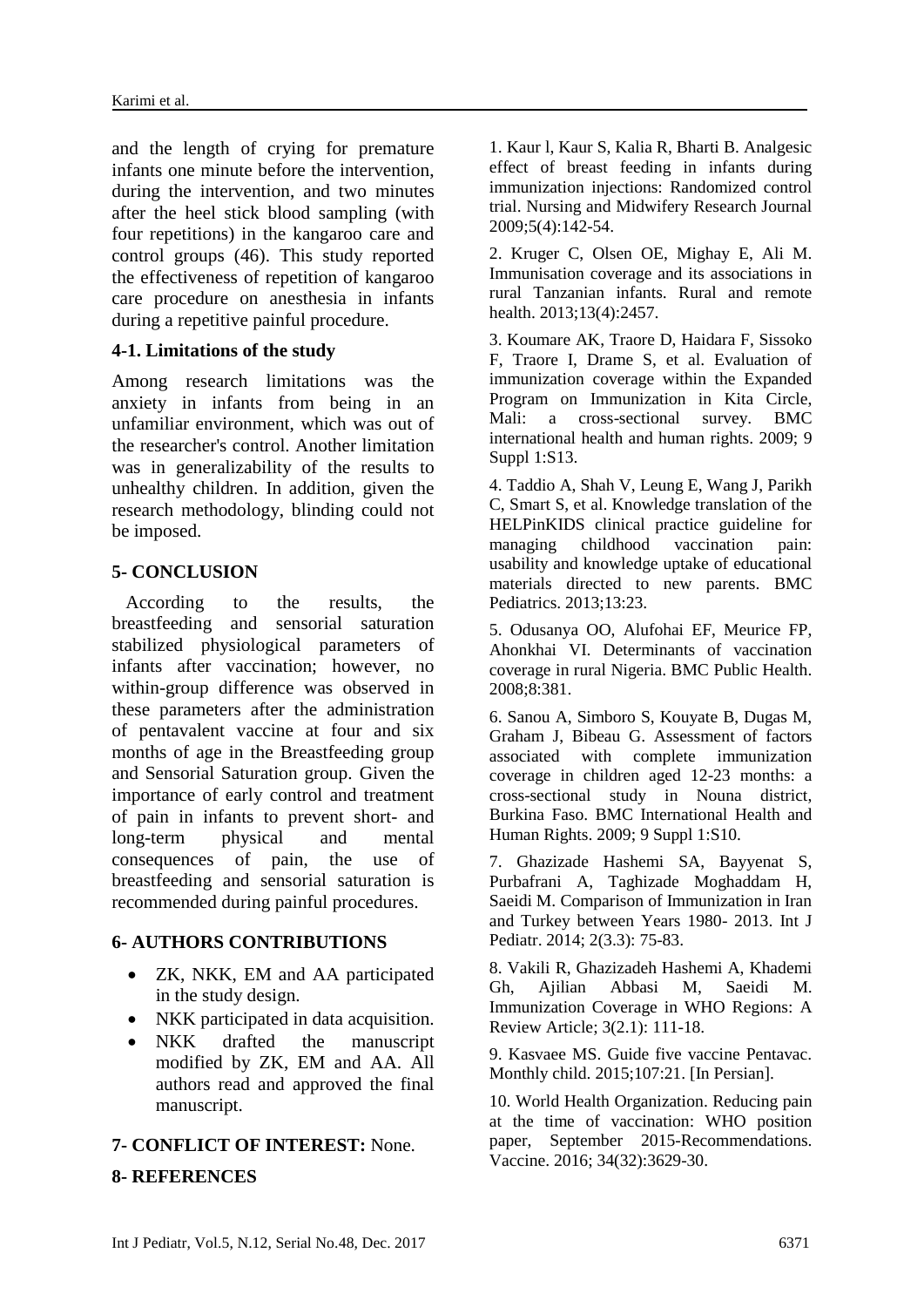and the length of crying for premature infants one minute before the intervention, during the intervention, and two minutes after the heel stick blood sampling (with four repetitions) in the kangaroo care and control groups (46). This study reported the effectiveness of repetition of kangaroo care procedure on anesthesia in infants during a repetitive painful procedure.

### 4-1. Limitations of the study

Among research limitations was the anxiety in infants from being in an unfamiliar environment, which was out of the researcher's control. Another limitation was in generalizability of the results to unhealthy children. In addition, given the research methodology, blinding could not be imposed.

## 5- CONCLUSION

According to the results, the breastfeeding and sensorial saturation stabilized physiological parameters of infants after vaccination; however, no within-group difference was observed in these parameters after the administration of pentavalent vaccine at four and six months of age in the Breastfeeding group and Sensorial Saturation group. Given the importance of early control and treatment of pain in infants to prevent short- and long-term physical and mental consequences of pain, the use of breastfeeding and sensorial saturation is recommended during painful procedures.

## 6- AUTHORS CONTRIBUTIONS

- ZK, NKK, EM and AA participated in the study design.
- NKK participated in data acquisition.
- NKK drafted the manuscript modified by ZK, EM and AA. All authors read and approved the final manuscript.

## 7- CONFLICT OF INTEREST: None.

## 8- REFERENCES

1. Kaur l, Kaur S, Kalia R, Bharti B. Analgesic effect of breast feeding in infants during immunization injections: Randomized control trial. Nursing and Midwifery Research Journal 2009;5(4):142-54.

2. Kruger C, Olsen OE, Mighay E, Ali M. Immunisation coverage and its associations in rural Tanzanian infants. Rural and remote health. 2013;13(4):2457.

3. Koumare AK, Traore D, Haidara F, Sissoko F, Traore I, Drame S, et al. Evaluation of immunization coverage within the Expanded Program on Immunization in Kita Circle, Mali: a cross-sectional survey. BMC international health and human rights. 2009; 9 Suppl 1:S13.

4. Taddio A, Shah V, Leung E, Wang J, Parikh C, Smart S, et al. Knowledge translation of the HELPinKIDS clinical practice guideline for managing childhood vaccination pain: usability and knowledge uptake of educational materials directed to new parents. BMC Pediatrics. 2013;13:23.

5. Odusanya OO, Alufohai EF, Meurice FP, Ahonkhai VI. Determinants of vaccination coverage in rural Nigeria. BMC Public Health. 2008;8:381.

6. Sanou A, Simboro S, Kouyate B, Dugas M, Graham J, Bibeau G. Assessment of factors associated with complete immunization coverage in children aged 12-23 months: a cross-sectional study in Nouna district, Burkina Faso. BMC International Health and Human Rights. 2009; 9 Suppl 1:S10.

7. Ghazizade Hashemi SA, Bayyenat S, Purbafrani A, Taghizade Moghaddam H, Saeidi M. Comparison of Immunization in Iran and Turkey between Years 1980- 2013. Int J Pediatr. 2014; 2(3.3): 75-83.

8. Vakili R, Ghazizadeh Hashemi A, Khademi Gh, Ajilian Abbasi M, Saeidi M. Immunization Coverage in WHO Regions: A Review Article; 3(2.1): 111-18.

9. Kasvaee MS. Guide five vaccine Pentavac. Monthly child. 2015;107:21. [In Persian].

10. World Health Organization. Reducing pain at the time of vaccination: WHO position paper, September 2015-Recommendations. Vaccine. 2016; 34(32):3629-30.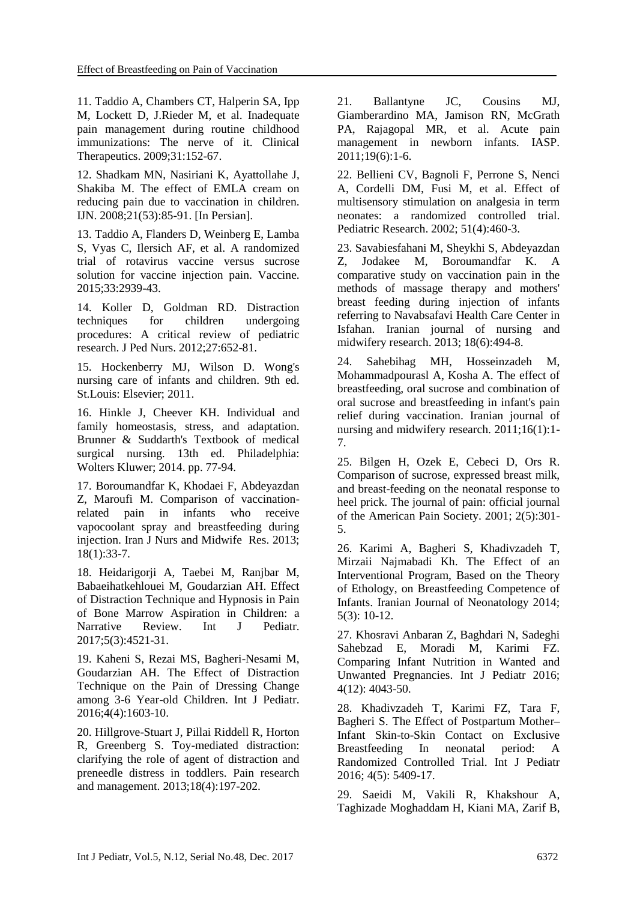11. Taddio A, Chambers CT, Halperin SA, Ipp M, Lockett D, J.Rieder M, et al. Inadequate pain management during routine childhood immunizations: The nerve of it. Clinical Therapeutics. 2009;31:152-67.

12. Shadkam MN, Nasiriani K, Ayattollahe J, Shakiba M. The effect of EMLA cream on reducing pain due to vaccination in children. IJN. 2008;21(53):85-91. [In Persian].

13. Taddio A, Flanders D, Weinberg E, Lamba S, Vyas C, Ilersich AF, et al. A randomized trial of rotavirus vaccine versus sucrose solution for vaccine injection pain. Vaccine. 2015;33:2939-43.

14. Koller D, Goldman RD. Distraction techniques for children undergoing procedures: A critical review of pediatric research. J Ped Nurs. 2012;27:652-81.

15. Hockenberry MJ, Wilson D. Wong's nursing care of infants and children. 9th ed. St.Louis: Elsevier; 2011.

16. Hinkle J, Cheever KH. Individual and family homeostasis, stress, and adaptation. Brunner & Suddarth's Textbook of medical surgical nursing. 13th ed. Philadelphia: Wolters Kluwer; 2014. pp. 77-94.

17. Boroumandfar K, Khodaei F, Abdeyazdan Z, Maroufi M. Comparison of vaccination-related pain in infants who receive vapocoolant spray and breastfeeding during injection. Iran J Nurs and Midwife Res. 2013; 18(1):33-7.

18. Heidarigorji A, Taebei M, Ranjbar M, Babaeihatkehlouei M, Goudarzian AH. Effect of Distraction Technique and Hypnosis in Pain of Bone Marrow Aspiration in Children: a Narrative Review. Int J Pediatr. 2017;5(3):4521-31.

19. Kaheni S, Rezai MS, Bagheri-Nesami M, Goudarzian AH. The Effect of Distraction Technique on the Pain of Dressing Change among 3-6 Year-old Children. Int J Pediatr. 2016;4(4):1603-10.

20. Hillgrove-Stuart J, Pillai Riddell R, Horton R, Greenberg S. Toy-mediated distraction: clarifying the role of agent of distraction and preneedle distress in toddlers. Pain research and management. 2013;18(4):197-202.

21. Ballantyne JC, Cousins MJ, Giamberardino MA, Jamison RN, McGrath PA, Rajagopal MR, et al. Acute pain management in newborn infants. IASP. 2011;19(6):1-6.

22. Bellieni CV, Bagnoli F, Perrone S, Nenci A, Cordelli DM, Fusi M, et al. Effect of multisensory stimulation on analgesia in term neonates: a randomized controlled trial. Pediatric Research. 2002; 51(4):460-3.

23. Savabiesfahani M, Sheykhi S, Abdeyazdan Z, Jodakee M, Boroumandfar K. A comparative study on vaccination pain in the methods of massage therapy and mothers' breast feeding during injection of infants referring to Navabsafavi Health Care Center in Isfahan. Iranian journal of nursing and midwifery research. 2013; 18(6):494-8.

24. Sahebihag MH, Hosseinzadeh M, Mohammadpourasl A, Kosha A. The effect of breastfeeding, oral sucrose and combination of oral sucrose and breastfeeding in infant's pain relief during vaccination. Iranian journal of nursing and midwifery research. 2011;16(1):1-7.

25. Bilgen H, Ozek E, Cebeci D, Ors R. Comparison of sucrose, expressed breast milk, and breast-feeding on the neonatal response to heel prick. The journal of pain: official journal of the American Pain Society. 2001; 2(5):301-5.

26. Karimi A, Bagheri S, Khadivzadeh T, Mirzaii Najmabadi Kh. The Effect of an Interventional Program, Based on the Theory of Ethology, on Breastfeeding Competence of Infants. Iranian Journal of Neonatology 2014; 5(3): 10-12.

27. Khosravi Anbaran Z, Baghdari N, Sadeghi Sahebzad E, Moradi M, Karimi FZ. Comparing Infant Nutrition in Wanted and Unwanted Pregnancies. Int J Pediatr 2016; 4(12): 4043-50.

28. Khadivzadeh T, Karimi FZ, Tara F, Bagheri S. The Effect of Postpartum Mother–Infant Skin-to-Skin Contact on Exclusive Breastfeeding In neonatal period: A Randomized Controlled Trial. Int J Pediatr 2016; 4(5): 5409-17.

29. Saeidi M, Vakili R, Khakshour A, Taghizade Moghaddam H, Kiani MA, Zarif B,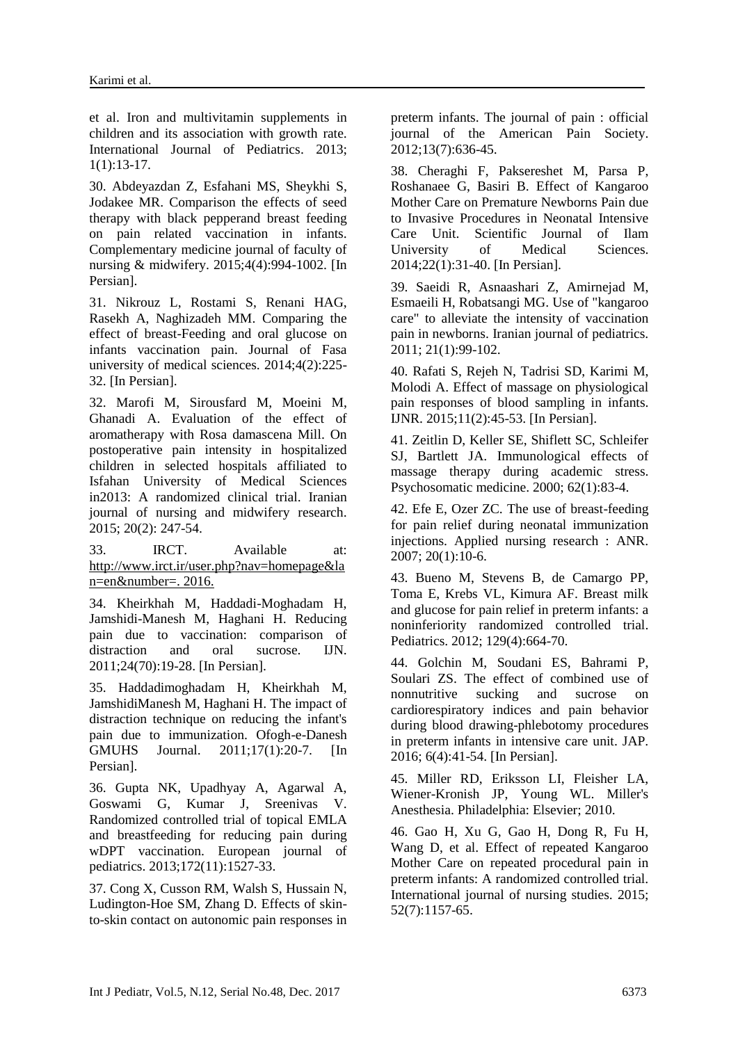et al. Iron and multivitamin supplements in children and its association with growth rate. International Journal of Pediatrics. 2013; 1(1):13-17.

30. Abdeyazdan Z, Esfahani MS, Sheykhi S, Jodakee MR. Comparison the effects of seed therapy with black pepperand breast feeding on pain related vaccination in infants. Complementary medicine journal of faculty of nursing & midwifery. 2015;4(4):994-1002. [In Persian].

31. Nikrouz L, Rostami S, Renani HAG, Rasekh A, Naghizadeh MM. Comparing the effect of breast-Feeding and oral glucose on infants vaccination pain. Journal of Fasa university of medical sciences. 2014;4(2):225-32. [In Persian].

32. Marofi M, Sirousfard M, Moeini M, Ghanadi A. Evaluation of the effect of aromatherapy with Rosa damascena Mill. On postoperative pain intensity in hospitalized children in selected hospitals affiliated to Isfahan University of Medical Sciences in2013: A randomized clinical trial. Iranian journal of nursing and midwifery research. 2015; 20(2): 247-54.

33. IRCT. Available at: http://www.irct.ir/user.php?nav=homepage&lan=en&number=. 2016.

34. Kheirkhah M, Haddadi-Moghadam H, Jamshidi-Manesh M, Haghani H. Reducing pain due to vaccination: comparison of distraction and oral sucrose. IJN. 2011;24(70):19-28. [In Persian].

35. Haddadimoghadam H, Kheirkhah M, JamshidiManesh M, Haghani H. The impact of distraction technique on reducing the infant's pain due to immunization. Ofogh-e-Danesh GMUHS Journal. 2011;17(1):20-7. [In Persian].

36. Gupta NK, Upadhyay A, Agarwal A, Goswami G, Kumar J, Sreenivas V. Randomized controlled trial of topical EMLA and breastfeeding for reducing pain during wDPT vaccination. European journal of pediatrics. 2013;172(11):1527-33.

37. Cong X, Cusson RM, Walsh S, Hussain N, Ludington-Hoe SM, Zhang D. Effects of skin-to-skin contact on autonomic pain responses in preterm infants. The journal of pain : official journal of the American Pain Society. 2012;13(7):636-45.

38. Cheraghi F, Paksereshet M, Parsa P, Roshanaee G, Basiri B. Effect of Kangaroo Mother Care on Premature Newborns Pain due to Invasive Procedures in Neonatal Intensive Care Unit. Scientific Journal of Ilam University of Medical Sciences. 2014;22(1):31-40. [In Persian].

39. Saeidi R, Asnaashari Z, Amirnejad M, Esmaeili H, Robatsangi MG. Use of "kangaroo care" to alleviate the intensity of vaccination pain in newborns. Iranian journal of pediatrics. 2011; 21(1):99-102.

40. Rafati S, Rejeh N, Tadrisi SD, Karimi M, Molodi A. Effect of massage on physiological pain responses of blood sampling in infants. IJNR. 2015;11(2):45-53. [In Persian].

41. Zeitlin D, Keller SE, Shiflett SC, Schleifer SJ, Bartlett JA. Immunological effects of massage therapy during academic stress. Psychosomatic medicine. 2000; 62(1):83-4.

42. Efe E, Ozer ZC. The use of breast-feeding for pain relief during neonatal immunization injections. Applied nursing research : ANR. 2007; 20(1):10-6.

43. Bueno M, Stevens B, de Camargo PP, Toma E, Krebs VL, Kimura AF. Breast milk and glucose for pain relief in preterm infants: a noninferiority randomized controlled trial. Pediatrics. 2012; 129(4):664-70.

44. Golchin M, Soudani ES, Bahrami P, Soulari ZS. The effect of combined use of nonnutritive sucking and sucrose on cardiorespiratory indices and pain behavior during blood drawing-phlebotomy procedures in preterm infants in intensive care unit. JAP. 2016; 6(4):41-54. [In Persian].

45. Miller RD, Eriksson LI, Fleisher LA, Wiener-Kronish JP, Young WL. Miller's Anesthesia. Philadelphia: Elsevier; 2010.

46. Gao H, Xu G, Gao H, Dong R, Fu H, Wang D, et al. Effect of repeated Kangaroo Mother Care on repeated procedural pain in preterm infants: A randomized controlled trial. International journal of nursing studies. 2015; 52(7):1157-65.